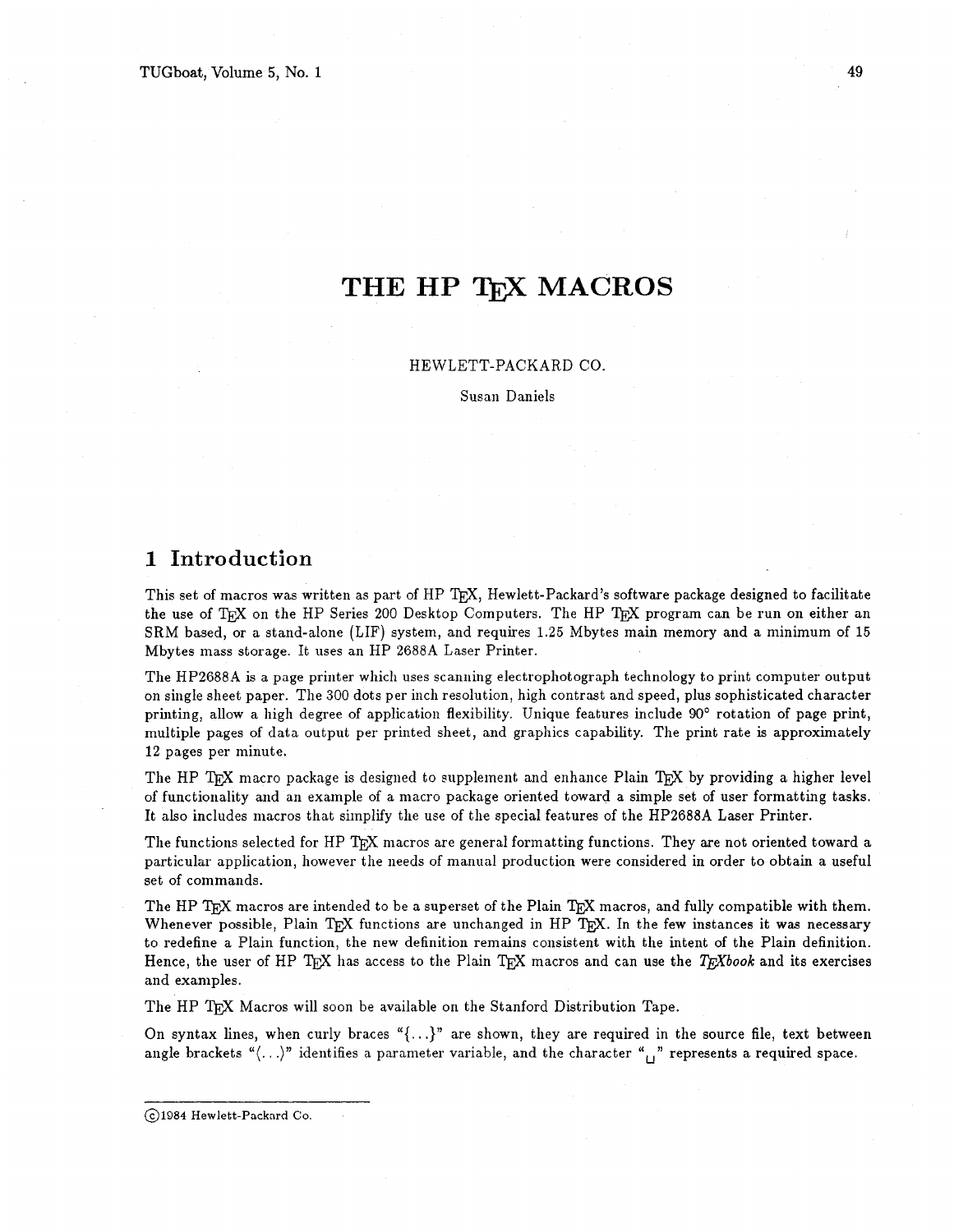# THE HP TEX MACROS

HEWLETT-PACKARD CO.

Susan Daniels

## 1 Introduction

This set of macros was written as part of HP TEX, Hewlett-Packard's software package designed to facilitate the use of TEX on the HP Series 200 Desktop Computers. The HP TEX program can be run on either an SRM based, or a stand-alone (LIF) system, and requires 1.25 Mbytes main memory and a minimum of 15 Mbytes mass storage. It uses an HP 2688A Laser Printer.

The HP2688A is a page printer which uses scanning electrophotograph technology to print computer output on single sheet paper. The 300 dots per inch resolution, high contrast and speed, plus sophisticated character printing, allow a high degree of application flexibility. Unique features include 90° rotation of page print, multiple pages of data output per printed sheet, and graphics capability. The print rate is approximately 12 pages per minute.

The HP TEX macro package is designed to supplement and enhance Plain TEX by providing a higher level of functionality and an example of a macro package oriented toward a simple set of user formatting tasks. It also includes macros that simplify the use of the special features of the HP2688A Laser Printer.

The functions selected for HP TEX macros are general formatting functions. They are not oriented toward a particular application, however the needs of manual production were considered in order to obtain a useful set of commands.

The HP TEX macros are intended to be a superset of the Plain TEX macros, and fully compatible with them. Whenever possible, Plain TEX functions are unchanged in HP TEX. In the few instances it was necessary to redefine a Plain function, the new definition remains consistent with the intent of the Plain definition. Hence, the user of HP TEX has access to the Plain TEX macros and can use the *TEXbook* and its exercises and examples.

The HP TEX Macros will soon be available on the Stanford Distribution Tape.

On syntax lines, when curly braces "{...}" are shown, they are required in the source file, text between angle brackets "⟨...⟩" identifies a parameter variable, and the character "␣" represents a required space.

---

©1984 Hewlett-Packard Co.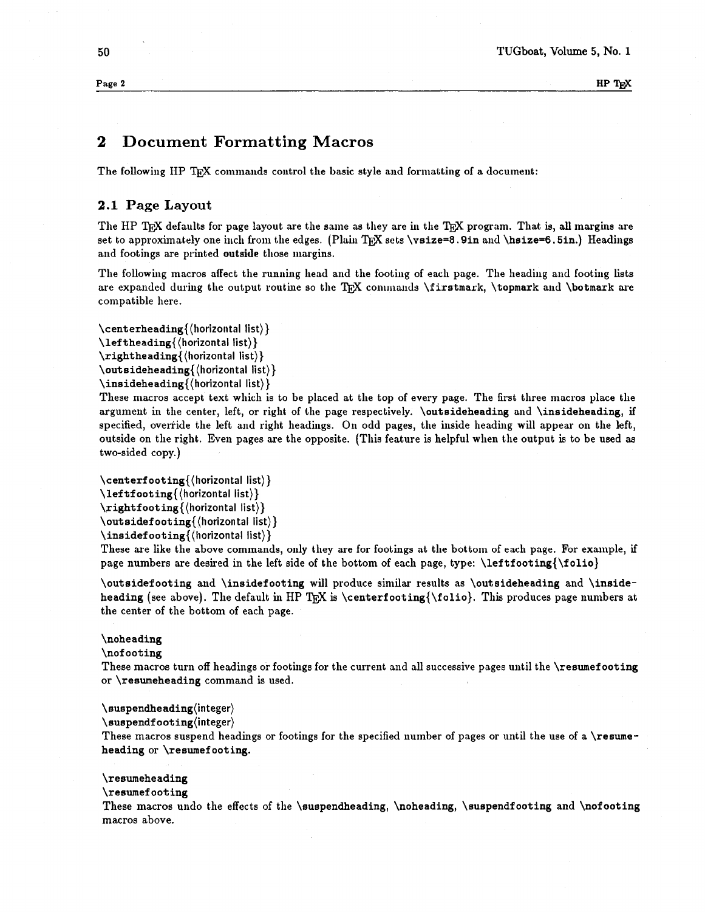## 2 Document Formatting Macros

The following HP TEX commands control the basic style and formatting of a document:

### 2.1 Page Layout

The HP TEX defaults for page layout are the same as they are in the TEX program. That is, all margins are set to approximately one inch from the edges. (Plain TEX sets **\vsize=8.9in** and **\hsize=6.5in.**) Headings and footings are printed **outside** those margins.

The following macros affect the running head and the footing of each page. The heading and footing lists are expanded during the output routine so the TEX commands **\firstmark**, **\topmark** and **\botmark** are compatible here.

**\centerheading**{⟨horizontal list⟩}
**\leftheading**{⟨horizontal list⟩}
**\rightheading**{⟨horizontal list⟩}
**\outsideheading**{⟨horizontal list⟩}
**\insideheading**{⟨horizontal list⟩}
These macros accept text which is to be placed at the top of every page. The first three macros place the argument in the center, left, or right of the page respectively. **\outsideheading** and **\insideheading**, if specified, override the left and right headings. On odd pages, the inside heading will appear on the left, outside on the right. Even pages are the opposite. (This feature is helpful when the output is to be used as two-sided copy.)

**\centerfooting**{⟨horizontal list⟩}
**\leftfooting**{⟨horizontal list⟩}
**\rightfooting**{⟨horizontal list⟩}
**\outsidefooting**{⟨horizontal list⟩}
**\insidefooting**{⟨horizontal list⟩}
These are like the above commands, only they are for footings at the bottom of each page. For example, if page numbers are desired in the left side of the bottom of each page, type: **\leftfooting{\folio}**

**\outsidefooting** and **\insidefooting** will produce similar results as **\outsideheading** and **\insideheading** (see above). The default in HP TEX is **\centerfooting{\folio}**. This produces page numbers at the center of the bottom of each page.

**\noheading**
**\nofooting**
These macros turn off headings or footings for the current and all successive pages until the **\resumefooting** or **\resumeheading** command is used.

**\suspendheading**⟨integer⟩
**\suspendfooting**⟨integer⟩
These macros suspend headings or footings for the specified number of pages or until the use of a **\resumeheading** or **\resumefooting**.

**\resumeheading**
**\resumefooting**
These macros undo the effects of the **\suspendheading**, **\noheading**, **\suspendfooting** and **\nofooting** macros above.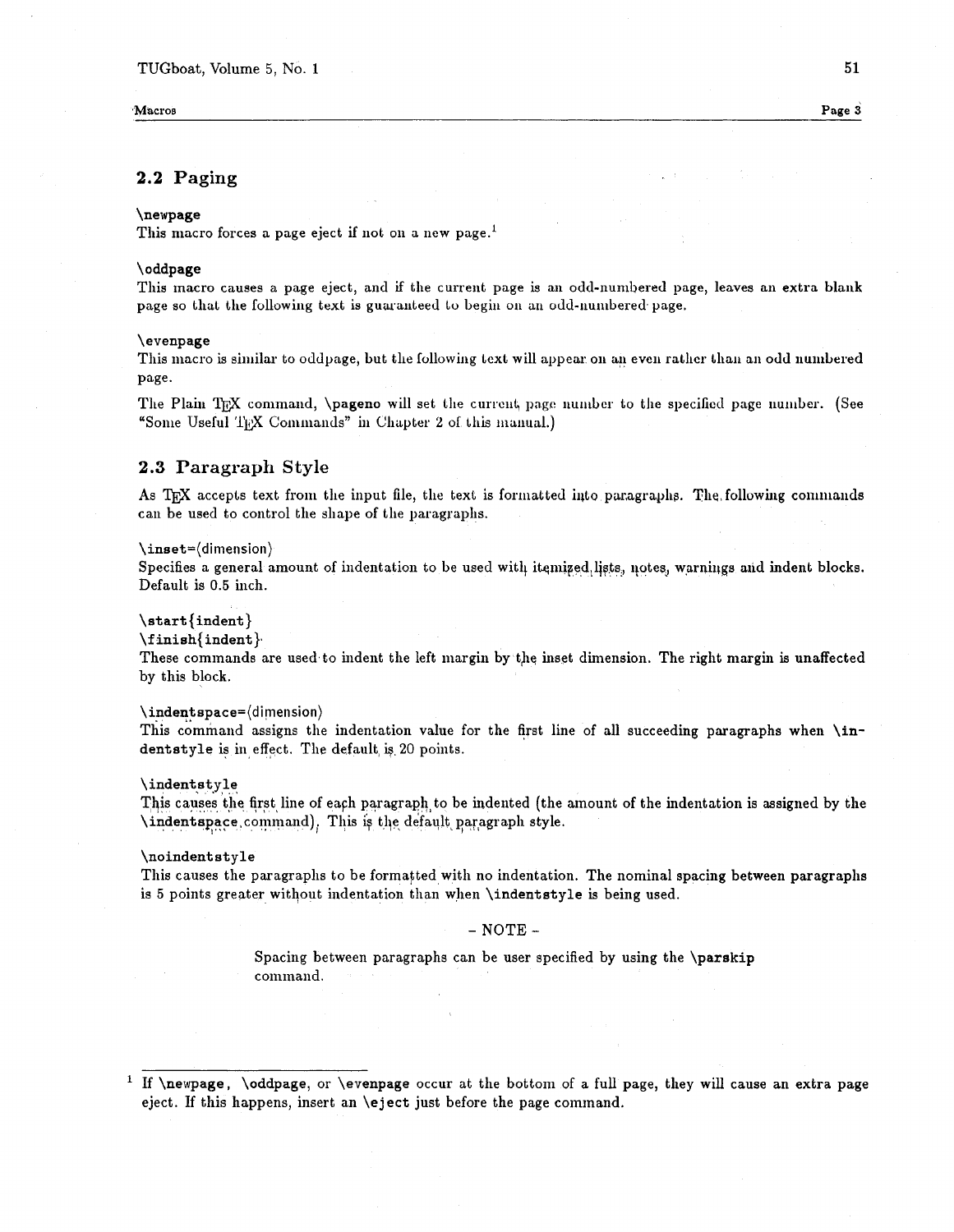## 2.2 Paging

**\newpage**
This macro forces a page eject if not on a new page.[1]

**\oddpage**
This macro causes a page eject, and if the current page is an odd-numbered page, leaves an extra blank page so that the following text is guaranteed to begin on an odd-numbered page.

**\evenpage**
This macro is similar to oddpage, but the following text will appear on an even rather than an odd numbered page.

The Plain TeX command, **\pageno** will set the current page number to the specified page number. (See "Some Useful TeX Commands" in Chapter 2 of this manual.)

## 2.3 Paragraph Style

As TeX accepts text from the input file, the text is formatted into paragraphs. The following commands can be used to control the shape of the paragraphs.

**\inset=⟨dimension⟩**
Specifies a general amount of indentation to be used with itemized lists, notes, warnings and indent blocks. Default is 0.5 inch.

**\start{indent}**
**\finish{indent}**
These commands are used to indent the left margin by the inset dimension. The right margin is unaffected by this block.

**\indentspace=⟨dimension⟩**
This command assigns the indentation value for the first line of all succeeding paragraphs when **\indentstyle** is in effect. The default is 20 points.

**\indentstyle**
This causes the first line of each paragraph to be indented (the amount of the indentation is assigned by the **\indentspace** command). This is the default paragraph style.

**\noindentstyle**
This causes the paragraphs to be formatted with no indentation. The nominal spacing between paragraphs is 5 points greater without indentation than when **\indentstyle** is being used.

– NOTE –

> Spacing between paragraphs can be user specified by using the **\parskip** command.

---

[1] If **\newpage**, **\oddpage**, or **\evenpage** occur at the bottom of a full page, they will cause an extra page eject. If this happens, insert an **\eject** just before the page command.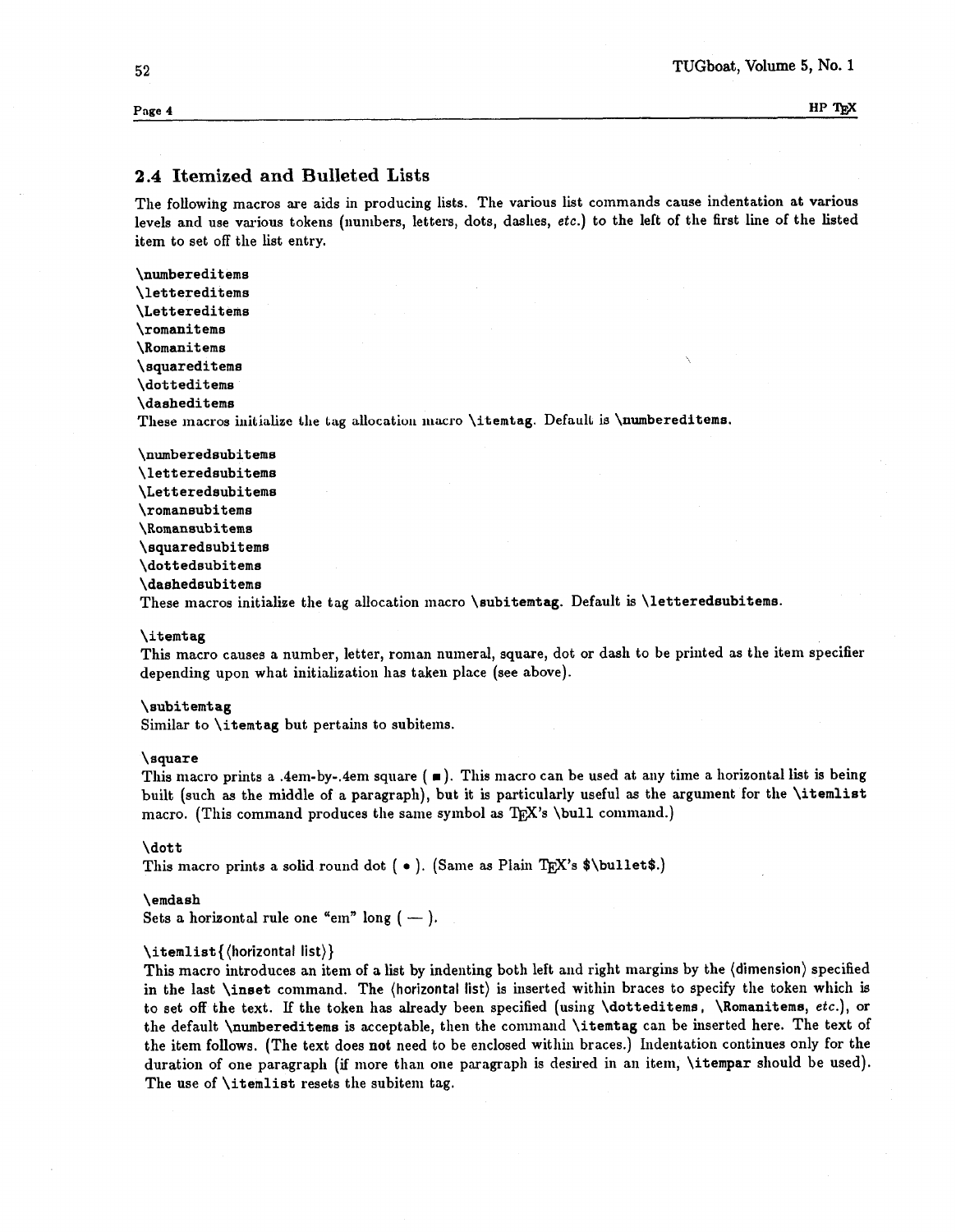## 2.4 Itemized and Bulleted Lists

The following macros are aids in producing lists. The various list commands cause indentation at various levels and use various tokens (numbers, letters, dots, dashes, *etc.*) to the left of the first line of the listed item to set off the list entry.

**\numbereditems**
**\lettereditems**
**\Lettereditems**
**\romanitems**
**\Romanitems**
**\squareditems**
**\dotteditems**
**\dasheditems**
These macros initialize the tag allocation macro **\itemtag**. Default is **\numbereditems**.

**\numberedsubitems**
**\letteredsubitems**
**\Letteredsubitems**
**\romansubitems**
**\Romansubitems**
**\squaredsubitems**
**\dottedsubitems**
**\dashedsubitems**
These macros initialize the tag allocation macro **\subitemtag**. Default is **\letteredsubitems**.

**\itemtag**
This macro causes a number, letter, roman numeral, square, dot or dash to be printed as the item specifier depending upon what initialization has taken place (see above).

**\subitemtag**
Similar to **\itemtag** but pertains to subitems.

**\square**
This macro prints a .4em-by-.4em square ( ■ ). This macro can be used at any time a horizontal list is being built (such as the middle of a paragraph), but it is particularly useful as the argument for the **\itemlist** macro. (This command produces the same symbol as TeX's **\bull** command.)

**\dott**
This macro prints a solid round dot ( • ). (Same as Plain TeX's **$\bullet$**.)

**\emdash**
Sets a horizontal rule one "em" long ( — ).

**\itemlist{**⟨horizontal list⟩**}**
This macro introduces an item of a list by indenting both left and right margins by the ⟨dimension⟩ specified in the last **\inset** command. The ⟨horizontal list⟩ is inserted within braces to specify the token which is to set off the text. If the token has already been specified (using **\dotteditems**, **\Romanitems**, *etc.*), or the default **\numbereditems** is acceptable, then the command **\itemtag** can be inserted here. The text of the item follows. (The text does **not** need to be enclosed within braces.) Indentation continues only for the duration of one paragraph (if more than one paragraph is desired in an item, **\itempar** should be used). The use of **\itemlist** resets the subitem tag.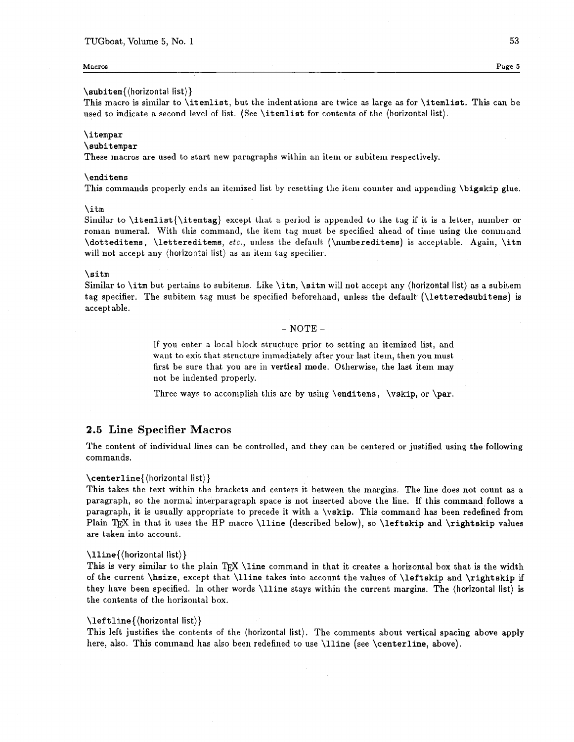**\subitem{⟨horizontal list⟩}**
This macro is similar to **\itemlist**, but the indentations are twice as large as for **\itemlist**. This can be used to indicate a second level of list. (See **\itemlist** for contents of the ⟨horizontal list⟩.

**\itempar**
**\subitempar**
These macros are used to start new paragraphs within an item or subitem respectively.

**\enditems**
This commands properly ends an itemized list by resetting the item counter and appending **\bigskip** glue.

**\itm**
Similar to **\itemlist{\itemtag}** except that a period is appended to the tag if it is a letter, number or roman numeral. With this command, the item tag must be specified ahead of time using the command **\dotteditems**, **\lettereditems**, *etc.*, unless the default (**\numbereditems**) is acceptable. Again, **\itm** will not accept any ⟨horizontal list⟩ as an item tag specifier.

**\sitm**
Similar to **\itm** but pertains to subitems. Like **\itm**, **\sitm** will not accept any ⟨horizontal list⟩ as a subitem tag specifier. The subitem tag must be specified beforehand, unless the default (**\letteredsubitems**) is acceptable.

– NOTE –

> If you enter a local block structure prior to setting an itemized list, and want to exit that structure immediately after your last item, then you must first be sure that you are in **vertical mode**. Otherwise, the last item may not be indented properly.
>
> Three ways to accomplish this are by using **\enditems**, **\vskip**, or **\par**.

## 2.5 Line Specifier Macros

The content of individual lines can be controlled, and they can be centered or justified using the following commands.

**\centerline{⟨horizontal list⟩}**
This takes the text within the brackets and centers it between the margins. The line does not count as a paragraph, so the normal interparagraph space is not inserted above the line. If this command follows a paragraph, it is usually appropriate to precede it with a **\vskip**. This command has been redefined from Plain TeX in that it uses the HP macro **\lline** (described below), so **\leftskip** and **\rightskip** values are taken into account.

**\lline{⟨horizontal list⟩}**
This is very similar to the plain TeX **\line** command in that it creates a horizontal box that is the width of the current **\hsize**, except that **\lline** takes into account the values of **\leftskip** and **\rightskip** if they have been specified. In other words **\lline** stays within the current margins. The ⟨horizontal list⟩ is the contents of the horizontal box.

**\leftline{⟨horizontal list⟩}**
This left justifies the contents of the ⟨horizontal list⟩. The comments about vertical spacing above apply here, also. This command has also been redefined to use **\lline** (see **\centerline**, above).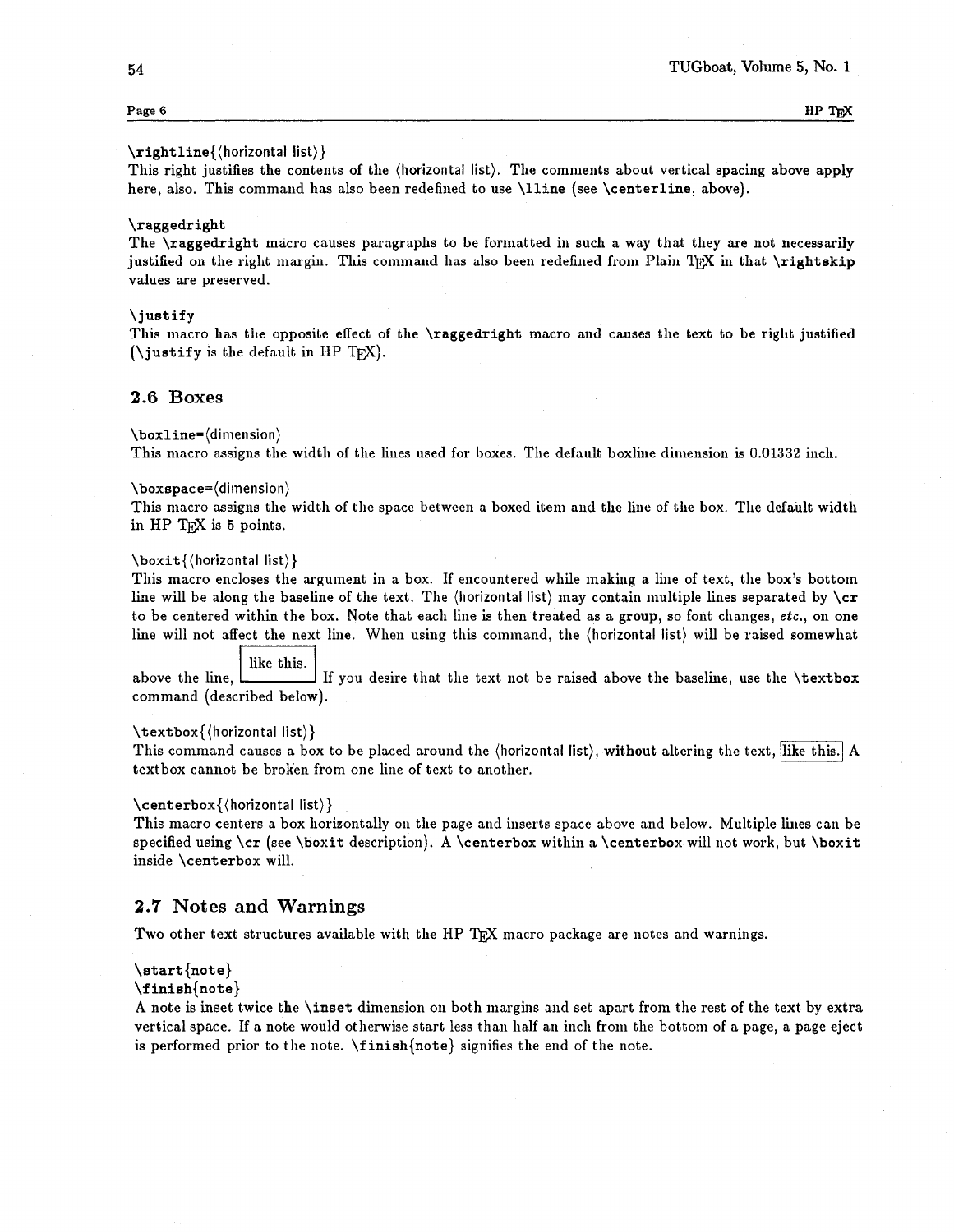\rightline{⟨horizontal list⟩}
This right justifies the contents of the ⟨horizontal list⟩. The comments about vertical spacing above apply here, also. This command has also been redefined to use \lline (see \centerline, above).

\raggedright
The \raggedright macro causes paragraphs to be formatted in such a way that they are not necessarily justified on the right margin. This command has also been redefined from Plain TeX in that \rightskip values are preserved.

\justify
This macro has the opposite effect of the \raggedright macro and causes the text to be right justified (\justify is the default in HP TeX).

## 2.6 Boxes

\boxline=⟨dimension⟩
This macro assigns the width of the lines used for boxes. The default boxline dimension is 0.01332 inch.

\boxspace=⟨dimension⟩
This macro assigns the width of the space between a boxed item and the line of the box. The default width in HP TeX is 5 points.

\boxit{⟨horizontal list⟩}
This macro encloses the argument in a box. If encountered while making a line of text, the box's bottom line will be along the baseline of the text. The ⟨horizontal list⟩ may contain multiple lines separated by \cr to be centered within the box. Note that each line is then treated as a **group**, so font changes, *etc.*, on one line will not affect the next line. When using this command, the ⟨horizontal list⟩ will be raised somewhat above the line, like this. If you desire that the text not be raised above the baseline, use the \textbox command (described below).

\textbox{⟨horizontal list⟩}
This command causes a box to be placed around the ⟨horizontal list⟩, **without** altering the text, like this. A textbox cannot be broken from one line of text to another.

\centerbox{⟨horizontal list⟩}
This macro centers a box horizontally on the page and inserts space above and below. Multiple lines can be specified using \cr (see \boxit description). A \centerbox within a \centerbox will not work, but \boxit inside \centerbox will.

## 2.7 Notes and Warnings

Two other text structures available with the HP TeX macro package are notes and warnings.

\start{note}
\finish{note}
A note is inset twice the \inset dimension on both margins and set apart from the rest of the text by extra vertical space. If a note would otherwise start less than half an inch from the bottom of a page, a page eject is performed prior to the note. \finish{note} signifies the end of the note.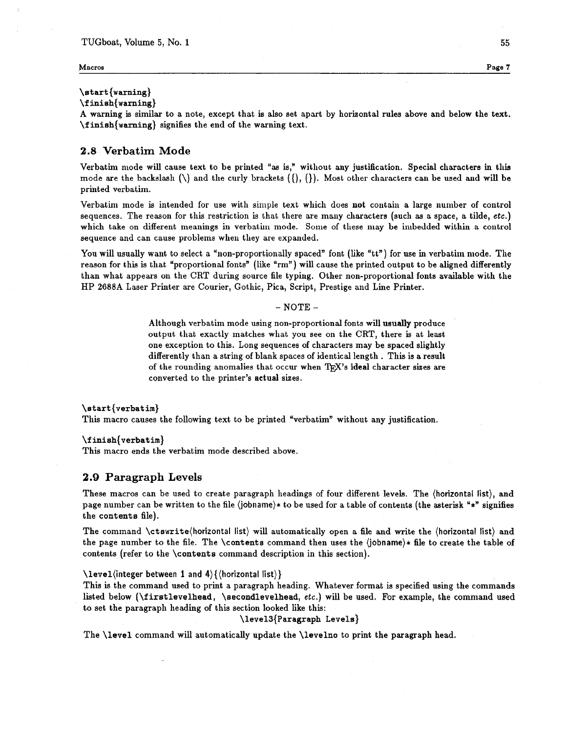**\start{warning}**
**\finish{warning}**
**A warning is similar to a note, except that is also set apart by horizontal rules above and below the text. \finish{warning} signifies the end of the warning text.**

## 2.8 Verbatim Mode

Verbatim mode will cause text to be printed "as is," without any justification. Special characters in this mode are the backslash (\) and the curly brackets ({), (}). Most other characters can be used and will be printed verbatim.

Verbatim mode is intended for use with simple text which does **not** contain a large number of control sequences. The reason for this restriction is that there are many characters (such as a space, a tilde, *etc.*) which take on different meanings in verbatim mode. Some of these may be imbedded within a control sequence and can cause problems when they are expanded.

You will usually want to select a "non-proportionally spaced" font (like "tt") for use in verbatim mode. The reason for this is that "proportional fonts" (like "rm") will cause the printed output to be aligned differently than what appears on the CRT during source file typing. Other non-proportional fonts available with the HP 2688A Laser Printer are Courier, Gothic, Pica, Script, Prestige and Line Printer.

– NOTE –

> Although verbatim mode using non-proportional fonts will **usually** produce output that exactly matches what you see on the CRT, there is at least one exception to this. Long sequences of characters may be spaced slightly differently than a string of blank spaces of identical length . This is a result of the rounding anomalies that occur when TEX's **ideal** character sizes are converted to the printer's **actual** sizes.

**\start{verbatim}**
This macro causes the following text to be printed "verbatim" without any justification.

**\finish{verbatim}**
This macro ends the verbatim mode described above.

## 2.9 Paragraph Levels

These macros can be used to create paragraph headings of four different levels. The ⟨horizontal list⟩, and page number can be written to the file ⟨jobname⟩* to be used for a table of contents (the asterisk "*" signifies the **contents** file).

The command **\ctswrite**⟨horizontal list⟩ will automatically open a file and write the ⟨horizontal list⟩ and the page number to the file. The **\contents** command then uses the ⟨jobname⟩* file to create the table of contents (refer to the **\contents** command description in this section).

**\level**⟨integer between 1 and 4⟩{⟨horizontal list⟩}
This is the command used to print a paragraph heading. Whatever format is specified using the commands listed below (**\firstlevelhead**, **\secondlevelhead**, *etc.*) will be used. For example, the command used to set the paragraph heading of this section looked like this:

**\level3{Paragraph Levels}**

The **\level** command will automatically update the **\levelno** to print the paragraph head.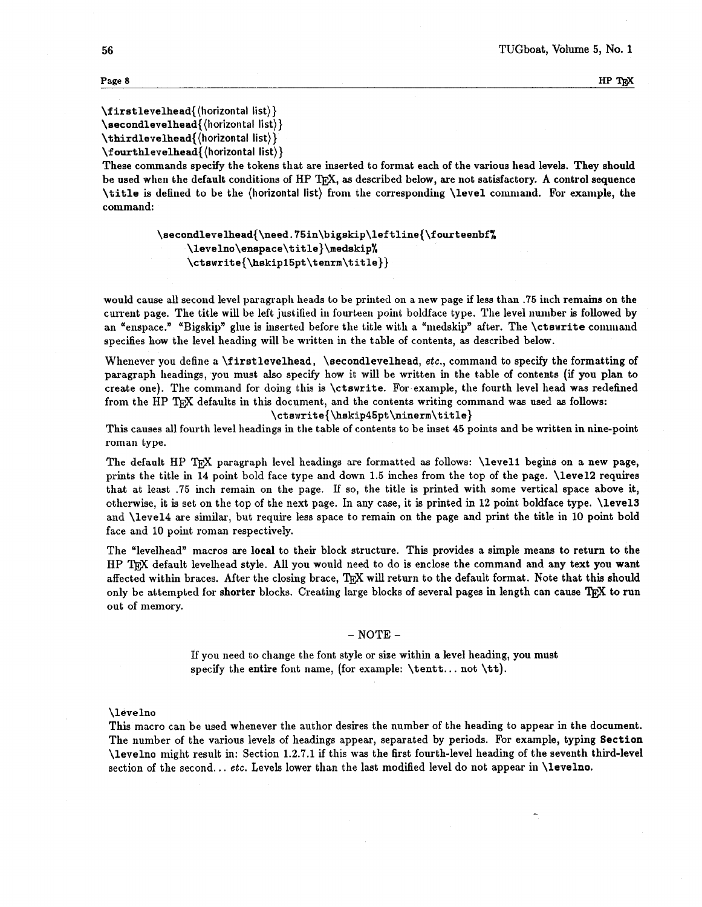**\firstlevelhead{⟨horizontal list⟩}**
**\secondlevelhead{⟨horizontal list⟩}**
**\thirdlevelhead{⟨horizontal list⟩}**
**\fourthlevelhead{⟨horizontal list⟩}**

These commands specify the tokens that are inserted to format each of the various head levels. They should be used when the default conditions of HP TEX, as described below, are not satisfactory. A control sequence **\title** is defined to be the ⟨horizontal list⟩ from the corresponding **\level** command. For example, the command:

```
\secondlevelhead{\need.75in\bigskip\leftline{\fourteenbf%
    \levelno\enspace\title}\medskip%
    \ctswrite{\hskip15pt\tenrm\title}}
```

would cause all second level paragraph heads to be printed on a new page if less than .75 inch remains on the current page. The title will be left justified in fourteen point boldface type. The level number is followed by an "enspace." "Bigskip" glue is inserted before the title with a "medskip" after. The **\ctswrite** command specifies how the level heading will be written in the table of contents, as described below.

Whenever you define a **\firstlevelhead**, **\secondlevelhead**, *etc.*, command to specify the formatting of paragraph headings, you must also specify how it will be written in the table of contents (if you plan to create one). The command for doing this is **\ctswrite**. For example, the fourth level head was redefined from the HP TEX defaults in this document, and the contents writing command was used as follows:

```
\ctswrite{\hskip45pt\ninerm\title}
```

This causes all fourth level headings in the table of contents to be inset 45 points and be written in nine-point roman type.

The default HP TEX paragraph level headings are formatted as follows: **\level1** begins on a new page, prints the title in 14 point bold face type and down 1.5 inches from the top of the page. **\level2** requires that at least .75 inch remain on the page. If so, the title is printed with some vertical space above it, otherwise, it is set on the top of the next page. In any case, it is printed in 12 point boldface type. **\level3** and **\level4** are similar, but require less space to remain on the page and print the title in 10 point bold face and 10 point roman respectively.

The "levelhead" macros are **local** to their block structure. This provides a simple means to return to the HP TEX default levelhead style. All you would need to do is enclose the command and any text you want affected within braces. After the closing brace, TEX will return to the default format. Note that this should only be attempted for **shorter** blocks. Creating large blocks of several pages in length can cause TEX to run out of memory.

– NOTE –

> If you need to change the font style or size within a level heading, you must specify the **entire** font name, (for example: **\tentt**... not **\tt**).

**\levelno**

This macro can be used whenever the author desires the number of the heading to appear in the document. The number of the various levels of headings appear, separated by periods. For example, typing **Section \levelno** might result in: Section 1.2.7.1 if this was the first fourth-level heading of the seventh third-level section of the second... *etc.* Levels lower than the last modified level do not appear in **\levelno**.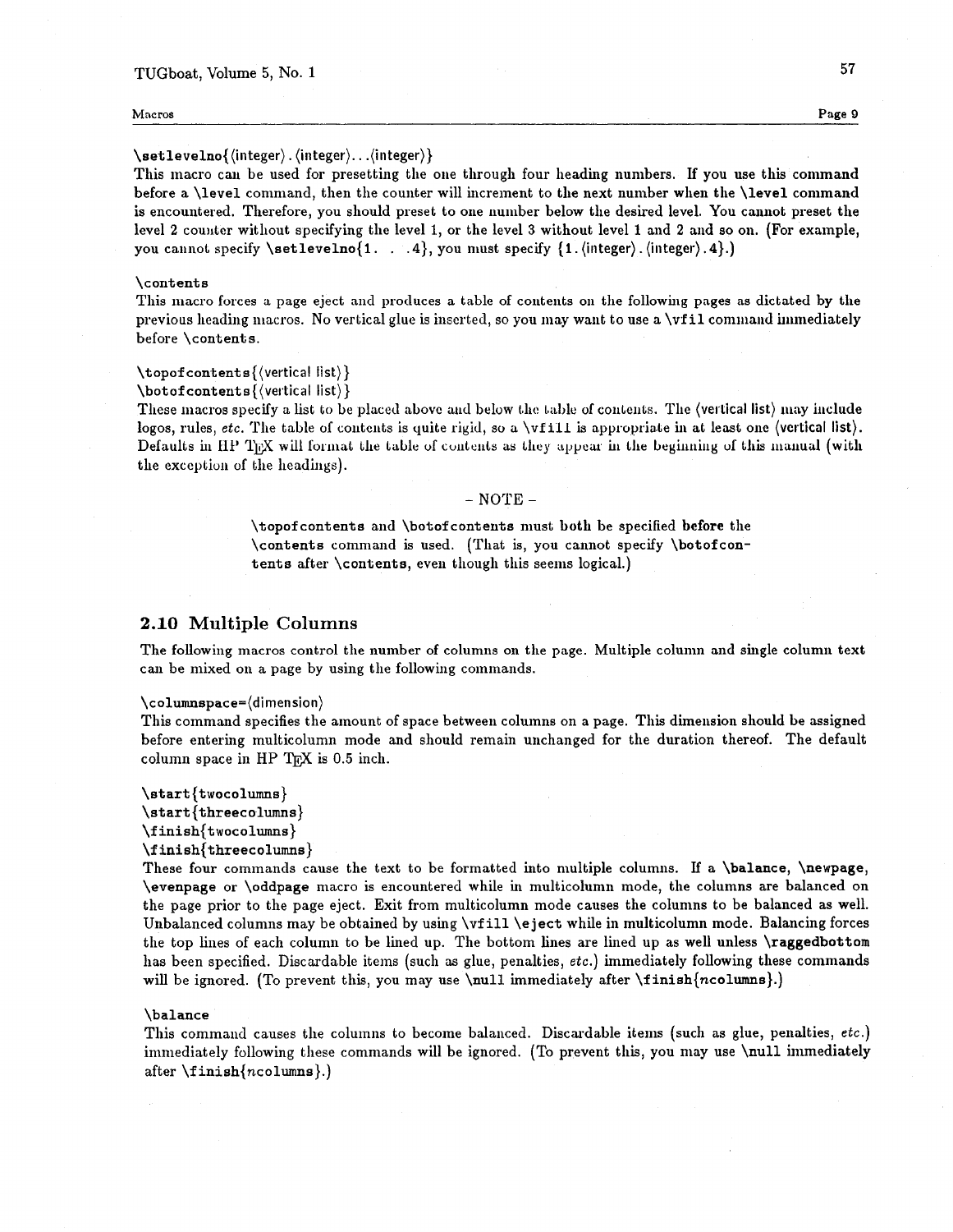**\setlevelno{⟨integer⟩.⟨integer⟩...⟨integer⟩}**
This macro can be used for presetting the one through four heading numbers. If you use this command before a **\level** command, then the counter will increment to the next number when the **\level** command is encountered. Therefore, you should preset to one number below the desired level. You cannot preset the level 2 counter without specifying the level 1, or the level 3 without level 1 and 2 and so on. (For example, you cannot specify **\setlevelno{1. . .4}**, you must specify **{1.⟨integer⟩.⟨integer⟩.4}**.)

**\contents**
This macro forces a page eject and produces a table of contents on the following pages as dictated by the previous heading macros. No vertical glue is inserted, so you may want to use a **\vfil** command immediately before **\contents**.

**\topofcontents{⟨vertical list⟩}**
**\botofcontents{⟨vertical list⟩}**
These macros specify a list to be placed above and below the table of contents. The ⟨vertical list⟩ may include logos, rules, *etc.* The table of contents is quite rigid, so a **\vfill** is appropriate in at least one ⟨vertical list⟩. Defaults in HP TEX will format the table of contents as they appear in the beginning of this manual (with the exception of the headings).

– NOTE –

> **\topofcontents** and **\botofcontents** must both be specified **before** the **\contents** command is used. (That is, you cannot specify **\botofcontents** after **\contents**, even though this seems logical.)

## 2.10 Multiple Columns

The following macros control the number of columns on the page. Multiple column and single column text can be mixed on a page by using the following commands.

**\columnspace=⟨dimension⟩**
This command specifies the amount of space between columns on a page. This dimension should be assigned before entering multicolumn mode and should remain unchanged for the duration thereof. The default column space in HP TEX is 0.5 inch.

**\start{twocolumns}**
**\start{threecolumns}**
**\finish{twocolumns}**
**\finish{threecolumns}**
These four commands cause the text to be formatted into multiple columns. If a **\balance**, **\newpage**, **\evenpage** or **\oddpage** macro is encountered while in multicolumn mode, the columns are balanced on the page prior to the page eject. Exit from multicolumn mode causes the columns to be balanced as well. Unbalanced columns may be obtained by using **\vfill \eject** while in multicolumn mode. Balancing forces the top lines of each column to be lined up. The bottom lines are lined up as well unless **\raggedbottom** has been specified. Discardable items (such as glue, penalties, *etc.*) immediately following these commands will be ignored. (To prevent this, you may use **\null** immediately after **\finish{*n*columns}**.)

**\balance**
This command causes the columns to become balanced. Discardable items (such as glue, penalties, *etc.*) immediately following these commands will be ignored. (To prevent this, you may use **\null** immediately after **\finish{*n*columns}**.)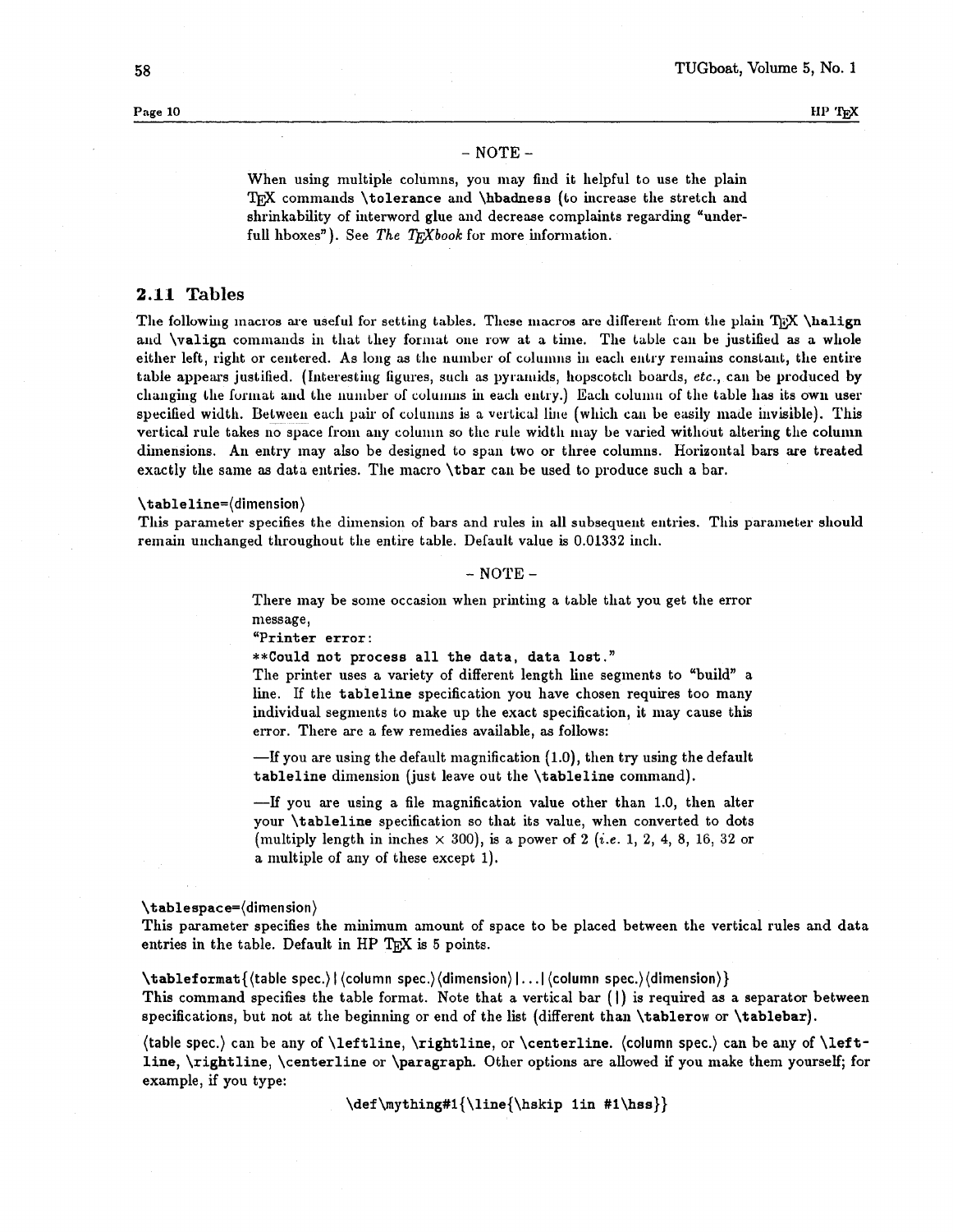- NOTE -

When using multiple columns, you may find it helpful to use the plain TeX commands **\tolerance** and **\hbadness** (to increase the stretch and shrinkability of interword glue and decrease complaints regarding "underfull hboxes"). See *The TeXbook* for more information.

## 2.11 Tables

The following macros are useful for setting tables. These macros are different from the plain TeX **\halign** and **\valign** commands in that they format one row at a time. The table can be justified as a whole either left, right or centered. As long as the number of columns in each entry remains constant, the entire table appears justified. (Interesting figures, such as pyramids, hopscotch boards, *etc.*, can be produced by changing the format and the number of columns in each entry.) Each column of the table has its own user specified width. Between each pair of columns is a vertical line (which can be easily made invisible). This vertical rule takes no space from any column so the rule width may be varied without altering the column dimensions. An entry may also be designed to span two or three columns. Horizontal bars are treated exactly the same as data entries. The macro **\tbar** can be used to produce such a bar.

**\tableline**=⟨dimension⟩
This parameter specifies the dimension of bars and rules in all subsequent entries. This parameter should remain unchanged throughout the entire table. Default value is 0.01332 inch.

- NOTE -

There may be some occasion when printing a table that you get the error message,
"**Printer error:**
****Could not process all the data, data lost.**"
The printer uses a variety of different length line segments to "build" a line. If the **tableline** specification you have chosen requires too many individual segments to make up the exact specification, it may cause this error. There are a few remedies available, as follows:

—If you are using the default magnification (1.0), then try using the default **tableline** dimension (just leave out the **\tableline** command).

—If you are using a file magnification value other than 1.0, then alter your **\tableline** specification so that its value, when converted to dots (multiply length in inches × 300), is a power of 2 (*i.e.* 1, 2, 4, 8, 16, 32 or a multiple of any of these except 1).

**\tablespace**=⟨dimension⟩
This parameter specifies the minimum amount of space to be placed between the vertical rules and data entries in the table. Default in HP TeX is 5 points.

**\tableformat**{⟨table spec.⟩|⟨column spec.⟩⟨dimension⟩|...|⟨column spec.⟩⟨dimension⟩}
This command specifies the table format. Note that a vertical bar (|) is required as a separator between specifications, but not at the beginning or end of the list (different than **\tablerow** or **\tablebar**).

⟨table spec.⟩ can be any of **\leftline**, **\rightline**, or **\centerline**. ⟨column spec.⟩ can be any of **\leftline**, **\rightline**, **\centerline** or **\paragraph**. Other options are allowed if you make them yourself; for example, if you type:

```
\def\mything#1{\line{\hskip 1in #1\hss}}
```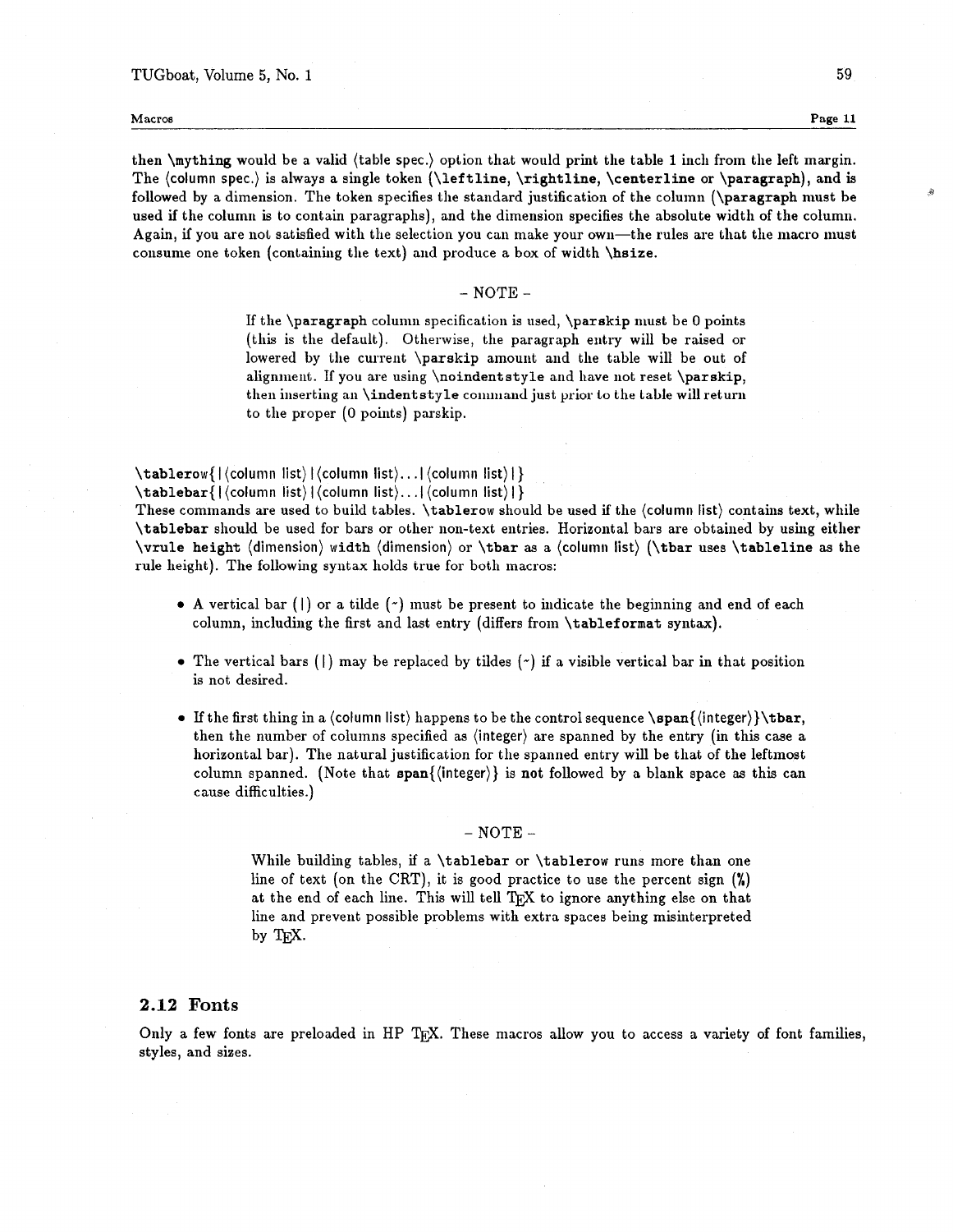then **\mything** would be a valid ⟨table spec.⟩ option that would print the table 1 inch from the left margin. The ⟨column spec.⟩ is always a single token (**\leftline**, **\rightline**, **\centerline** or **\paragraph**), and is followed by a dimension. The token specifies the standard justification of the column (**\paragraph** must be used if the column is to contain paragraphs), and the dimension specifies the absolute width of the column. Again, if you are not satisfied with the selection you can make your own—the rules are that the macro must consume one token (containing the text) and produce a box of width **\hsize**.

– NOTE –

> If the **\paragraph** column specification is used, **\parskip** must be 0 points (this is the default). Otherwise, the paragraph entry will be raised or lowered by the current **\parskip** amount and the table will be out of alignment. If you are using **\noindentstyle** and have not reset **\parskip**, then inserting an **\indentstyle** command just prior to the table will return to the proper (0 points) parskip.

**\tablerow{**|⟨column list⟩|⟨column list⟩...|⟨column list⟩|**}**
**\tablebar{**|⟨column list⟩|⟨column list⟩...|⟨column list⟩|**}**
These commands are used to build tables. **\tablerow** should be used if the ⟨column list⟩ contains text, while **\tablebar** should be used for bars or other non-text entries. Horizontal bars are obtained by using either **\vrule height** ⟨dimension⟩ **width** ⟨dimension⟩ or **\tbar** as a ⟨column list⟩ (**\tbar** uses **\tableline** as the rule height). The following syntax holds true for both macros:

- A vertical bar (|) or a tilde (~) must be present to indicate the beginning and end of each column, including the first and last entry (differs from **\tableformat** syntax).
- The vertical bars (|) may be replaced by tildes (~) if a visible vertical bar in that position is not desired.
- If the first thing in a ⟨column list⟩ happens to be the control sequence **\span{**⟨integer⟩**}\tbar**, then the number of columns specified as ⟨integer⟩ are spanned by the entry (in this case a horizontal bar). The natural justification for the spanned entry will be that of the leftmost column spanned. (Note that **span{**⟨integer⟩**}** is **not** followed by a blank space as this can cause difficulties.)

– NOTE –

> While building tables, if a **\tablebar** or **\tablerow** runs more than one line of text (on the CRT), it is good practice to use the percent sign (%) at the end of each line. This will tell TEX to ignore anything else on that line and prevent possible problems with extra spaces being misinterpreted by TEX.

## 2.12 Fonts

Only a few fonts are preloaded in HP TEX. These macros allow you to access a variety of font families, styles, and sizes.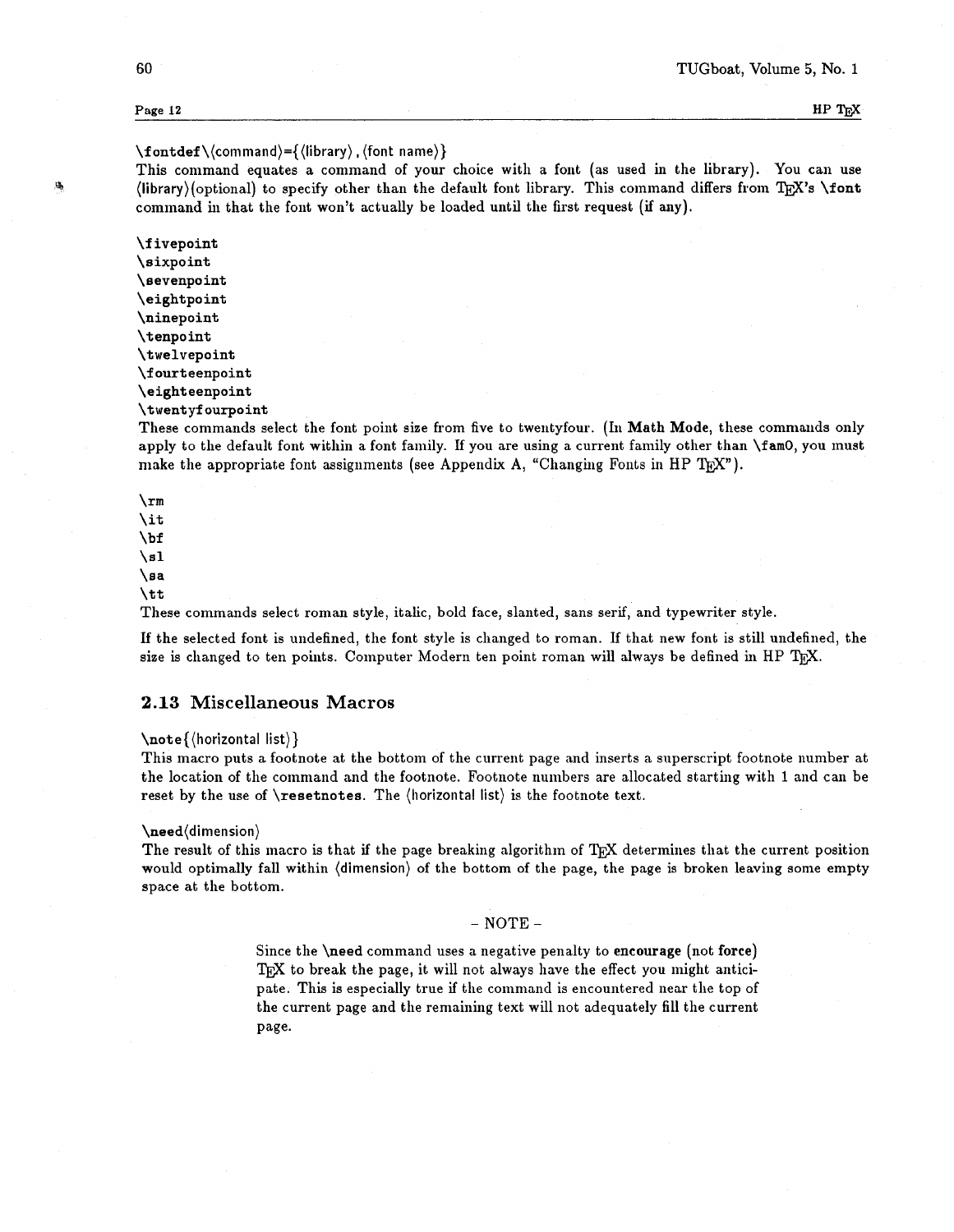**\fontdef\⟨command⟩={⟨library⟩,⟨font name⟩}**
This command equates a command of your choice with a font (as used in the library). You can use ⟨library⟩(optional) to specify other than the default font library. This command differs from TeX's **\font** command in that the font won't actually be loaded until the first request (if any).

**\fivepoint**
**\sixpoint**
**\sevenpoint**
**\eightpoint**
**\ninepoint**
**\tenpoint**
**\twelvepoint**
**\fourteenpoint**
**\eighteenpoint**
**\twentyfourpoint**
These commands select the font point size from five to twentyfour. (In **Math Mode**, these commands only apply to the default font within a font family. If you are using a current family other than **\fam0**, you must make the appropriate font assignments (see Appendix A, "Changing Fonts in HP TeX").

\rm
\it
\bf
\sl
\sa
\tt
These commands select roman style, italic, bold face, slanted, sans serif, and typewriter style.

If the selected font is undefined, the font style is changed to roman. If that new font is still undefined, the size is changed to ten points. Computer Modern ten point roman will always be defined in HP TeX.

## 2.13 Miscellaneous Macros

**\note{⟨horizontal list⟩}**
This macro puts a footnote at the bottom of the current page and inserts a superscript footnote number at the location of the command and the footnote. Footnote numbers are allocated starting with 1 and can be reset by the use of **\resetnotes**. The ⟨horizontal list⟩ is the footnote text.

**\need⟨dimension⟩**
The result of this macro is that if the page breaking algorithm of TeX determines that the current position would optimally fall within ⟨dimension⟩ of the bottom of the page, the page is broken leaving some empty space at the bottom.

> – NOTE –
>
> Since the **\need** command uses a negative penalty to **encourage** (not **force**) TeX to break the page, it will not always have the effect you might anticipate. This is especially true if the command is encountered near the top of the current page and the remaining text will not adequately fill the current page.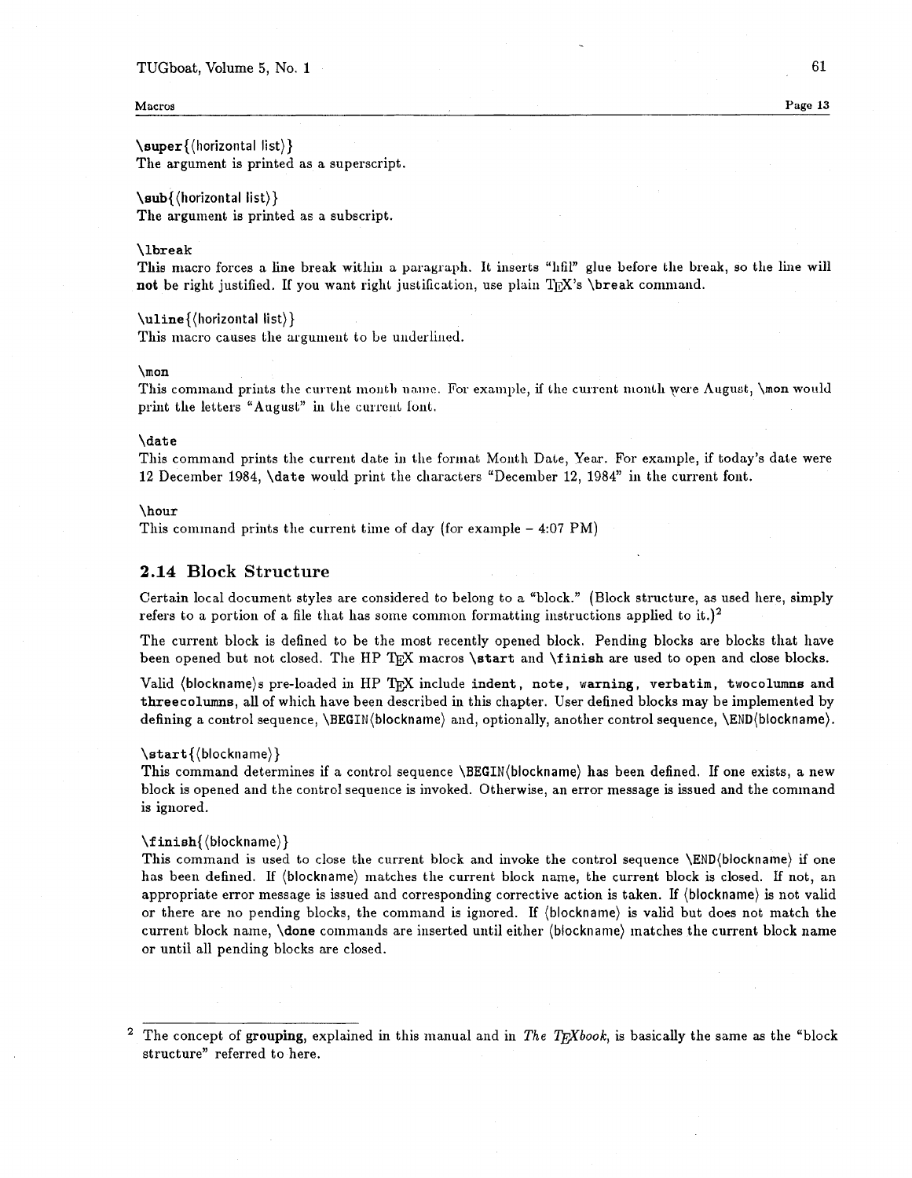**\super{⟨horizontal list⟩}**
The argument is printed as a superscript.

**\sub{⟨horizontal list⟩}**
The argument is printed as a subscript.

**\lbreak**
This macro forces a line break within a paragraph. It inserts "hfil" glue before the break, so the line will **not** be right justified. If you want right justification, use plain TeX's **\break** command.

**\uline{⟨horizontal list⟩}**
This macro causes the argument to be underlined.

**\mon**
This command prints the current month name. For example, if the current month were August, **\mon** would print the letters "August" in the current font.

**\date**
This command prints the current date in the format Month Date, Year. For example, if today's date were 12 December 1984, **\date** would print the characters "December 12, 1984" in the current font.

**\hour**
This command prints the current time of day (for example – 4:07 PM)

## 2.14 Block Structure

Certain local document styles are considered to belong to a "block." (Block structure, as used here, simply refers to a portion of a file that has some common formatting instructions applied to it.)[2]

The current block is defined to be the most recently opened block. Pending blocks are blocks that have been opened but not closed. The HP TeX macros **\start** and **\finish** are used to open and close blocks.

Valid ⟨blockname⟩s pre-loaded in HP TeX include **indent, note, warning, verbatim, twocolumns** and **threecolumns**, all of which have been described in this chapter. User defined blocks may be implemented by defining a control sequence, \BEGIN⟨blockname⟩ and, optionally, another control sequence, \END⟨blockname⟩.

**\start{⟨blockname⟩}**
This command determines if a control sequence \BEGIN⟨blockname⟩ has been defined. If one exists, a new block is opened and the control sequence is invoked. Otherwise, an error message is issued and the command is ignored.

**\finish{⟨blockname⟩}**
This command is used to close the current block and invoke the control sequence \END⟨blockname⟩ if one has been defined. If ⟨blockname⟩ matches the current block name, the current block is closed. If not, an appropriate error message is issued and corresponding corrective action is taken. If ⟨blockname⟩ is not valid or there are no pending blocks, the command is ignored. If ⟨blockname⟩ is valid but does not match the current block name, **\done** commands are inserted until either ⟨blockname⟩ matches the current block name or until all pending blocks are closed.

---

[2] The concept of **grouping**, explained in this manual and in *The TeXbook*, is basically the same as the "block structure" referred to here.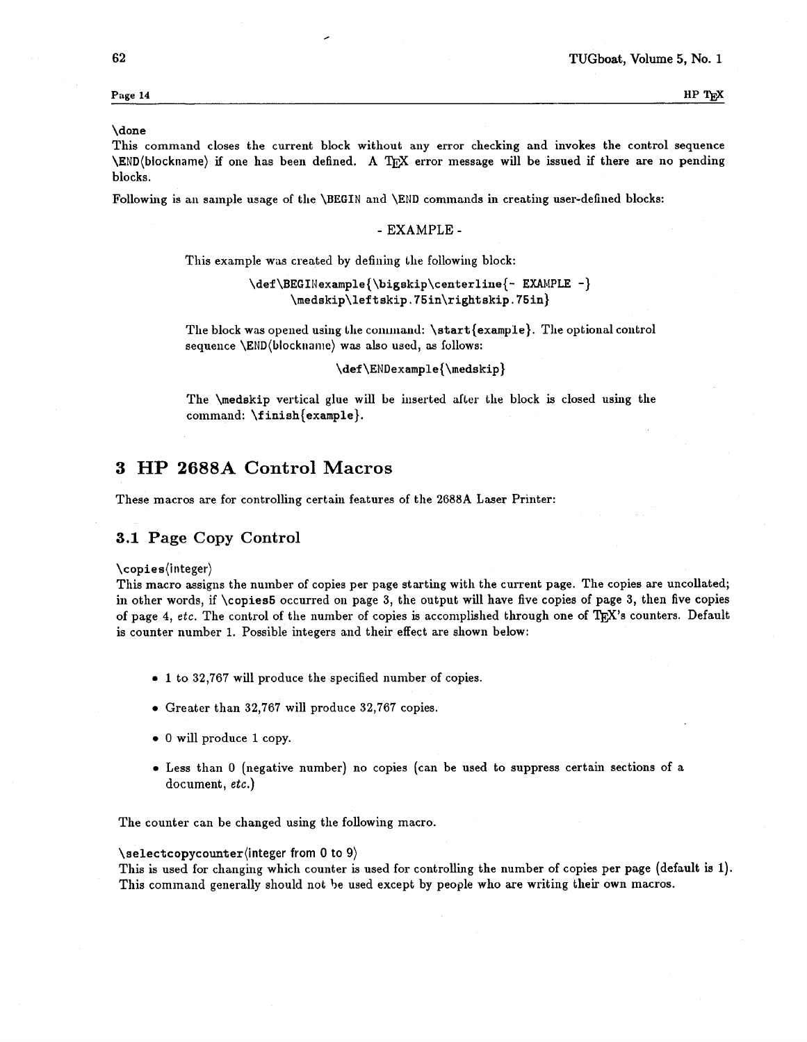\done
This command closes the current block without any error checking and invokes the control sequence \END⟨blockname⟩ if one has been defined. A TEX error message will be issued if there are no pending blocks.

Following is an sample usage of the \BEGIN and \END commands in creating user-defined blocks:

- EXAMPLE -

> This example was created by defining the following block:
>
> ```
> \def\BEGINexample{\bigskip\centerline{- EXAMPLE -}
>      \medskip\leftskip.75in\rightskip.75in}
> ```
>
> The block was opened using the command: `\start{example}`. The optional control sequence \END⟨blockname⟩ was also used, as follows:
>
> ```
> \def\ENDexample{\medskip}
> ```
>
> The `\medskip` vertical glue will be inserted after the block is closed using the command: `\finish{example}`.

# 3 HP 2688A Control Macros

These macros are for controlling certain features of the 2688A Laser Printer:

## 3.1 Page Copy Control

\copies⟨integer⟩
This macro assigns the number of copies per page starting with the current page. The copies are uncollated; in other words, if \copies5 occurred on page 3, the output will have five copies of page 3, then five copies of page 4, *etc.* The control of the number of copies is accomplished through one of TEX's counters. Default is counter number 1. Possible integers and their effect are shown below:

- 1 to 32,767 will produce the specified number of copies.
- Greater than 32,767 will produce 32,767 copies.
- 0 will produce 1 copy.
- Less than 0 (negative number) no copies (can be used to suppress certain sections of a document, *etc.*)

The counter can be changed using the following macro.

\selectcopycounter⟨integer from 0 to 9⟩
This is used for changing which counter is used for controlling the number of copies per page (default is 1). This command generally should not be used except by people who are writing their own macros.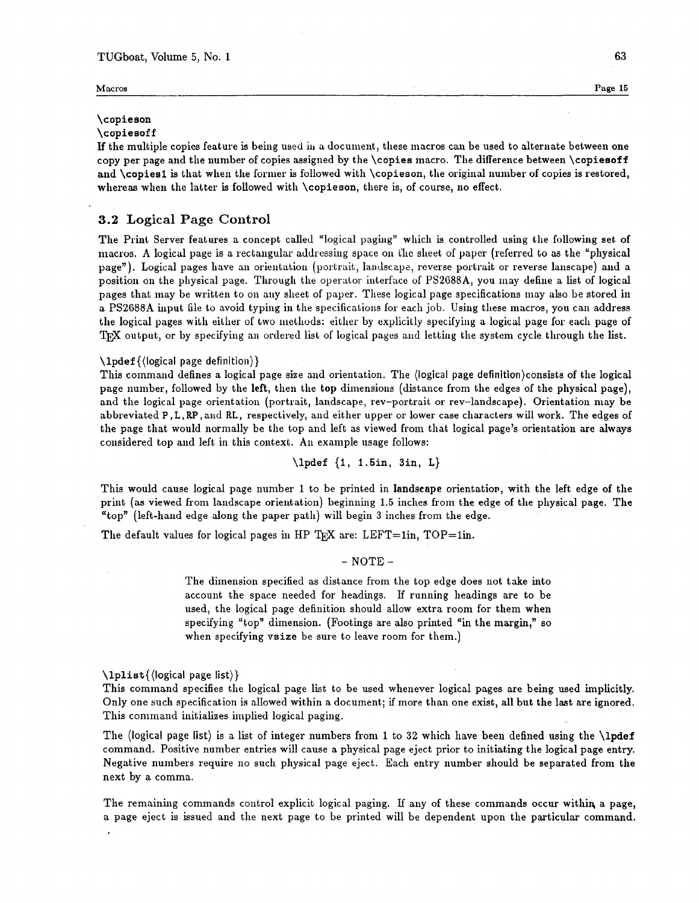**\copieson**
**\copiesoff**
If the multiple copies feature is being used in a document, these macros can be used to alternate between one copy per page and the number of copies assigned by the **\copies** macro. The difference between **\copiesoff** and **\copies1** is that when the former is followed with **\copieson**, the original number of copies is restored, whereas when the latter is followed with **\copieson**, there is, of course, no effect.

## 3.2 Logical Page Control

The Print Server features a concept called "logical paging" which is controlled using the following set of macros. A logical page is a rectangular addressing space on the sheet of paper (referred to as the "physical page"). Logical pages have an orientation (portrait, landscape, reverse portrait or reverse lanscape) and a position on the physical page. Through the operator interface of PS2688A, you may define a list of logical pages that may be written to on any sheet of paper. These logical page specifications may also be stored in a PS2688A input file to avoid typing in the specifications for each job. Using these macros, you can address the logical pages with either of two methods: either by explicitly specifying a logical page for each page of TEX output, or by specifying an ordered list of logical pages and letting the system cycle through the list.

**\lpdef**{⟨logical page definition⟩}
This command defines a logical page size and orientation. The ⟨logical page definition⟩consists of the logical page number, followed by the **left**, then the **top** dimensions (distance from the edges of the physical page), and the logical page orientation (portrait, landscape, rev–portrait or rev–landscape). Orientation may be abbreviated **P**, **L**, **RP**, and **RL**, respectively, and either upper or lower case characters will work. The edges of the page that would normally be the top and left as viewed from that logical page's orientation are always considered top and left in this context. An example usage follows:

```
\lpdef {1, 1.5in, 3in, L}
```

This would cause logical page number 1 to be printed in **landscape** orientation, with the left edge of the print (as viewed from landscape orientation) beginning 1.5 inches from the edge of the physical page. The "top" (left-hand edge along the paper path) will begin 3 inches from the edge.

The default values for logical pages in HP TEX are: LEFT=1in, TOP=1in.

– NOTE –

> The dimension specified as distance from the top edge does not take into account the space needed for headings. If running headings are to be used, the logical page definition should allow extra room for them when specifying "top" dimension. (Footings are also printed "in the margin," so when specifying **vsize** be sure to leave room for them.)

**\lplist**{⟨logical page list⟩}
This command specifies the logical page list to be used whenever logical pages are being used implicitly. Only one such specification is allowed within a document; if more than one exist, all but the last are ignored. This command initializes implied logical paging.

The ⟨logical page list⟩ is a list of integer numbers from 1 to 32 which have been defined using the **\lpdef** command. Positive number entries will cause a physical page eject prior to initiating the logical page entry. Negative numbers require no such physical page eject. Each entry number should be separated from the next by a comma.

The remaining commands control explicit logical paging. If any of these commands occur within a page, a page eject is issued and the next page to be printed will be dependent upon the particular command.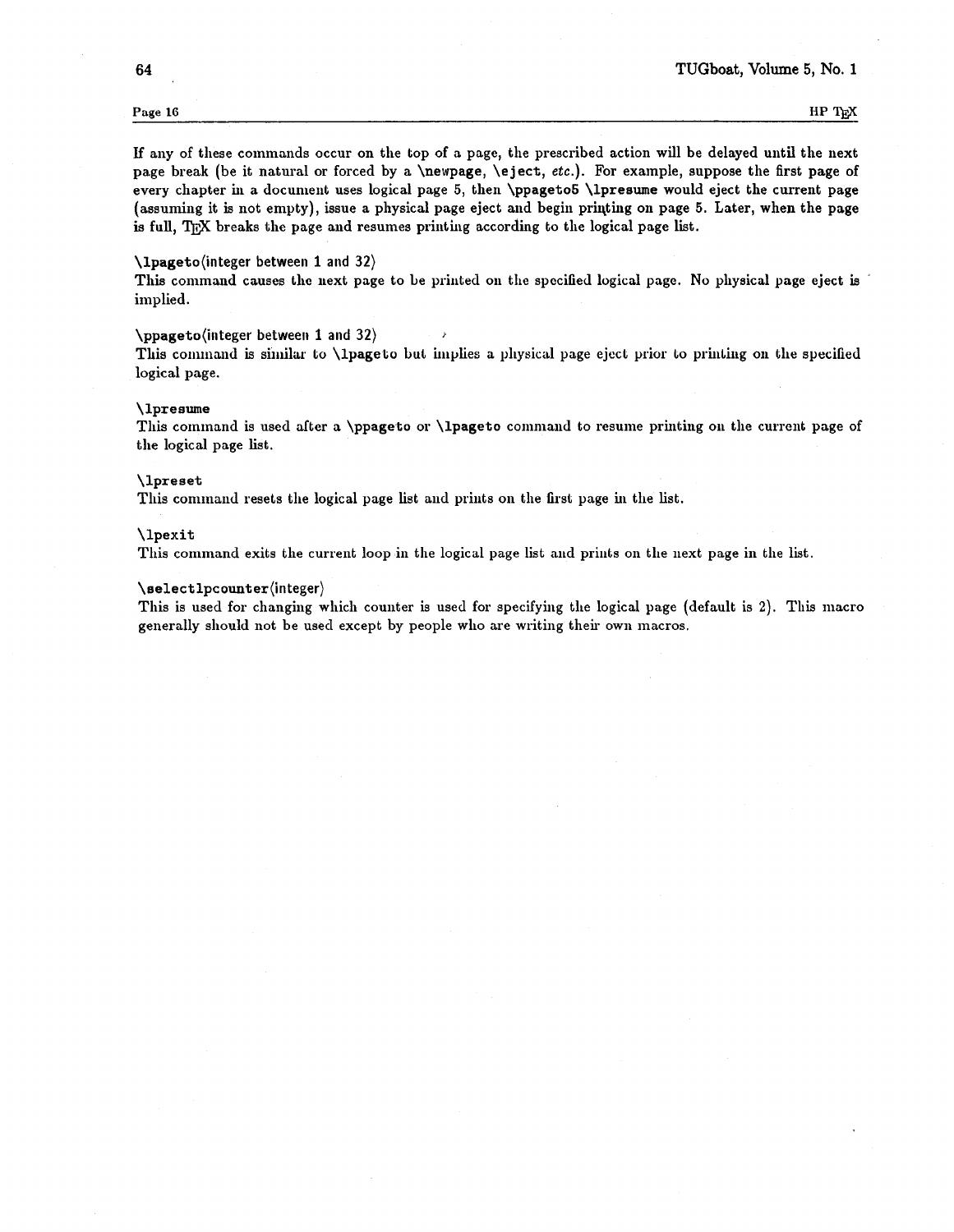If any of these commands occur on the top of a page, the prescribed action will be delayed until the next page break (be it natural or forced by a `\newpage`, `\eject`, *etc.*). For example, suppose the first page of every chapter in a document uses logical page 5, then `\ppageto5 \lpresume` would eject the current page (assuming it is not empty), issue a physical page eject and begin printing on page 5. Later, when the page is full, TEX breaks the page and resumes printing according to the logical page list.

**`\lpageto`**⟨integer between 1 and 32⟩
This command causes the next page to be printed on the specified logical page. No physical page eject is implied.

**`\ppageto`**⟨integer between 1 and 32⟩
This command is similar to `\lpageto` but implies a physical page eject prior to printing on the specified logical page.

**`\lpresume`**
This command is used after a `\ppageto` or `\lpageto` command to resume printing on the current page of the logical page list.

**`\lpreset`**
This command resets the logical page list and prints on the first page in the list.

**`\lpexit`**
This command exits the current loop in the logical page list and prints on the next page in the list.

**`\selectlpcounter`**⟨integer⟩
This is used for changing which counter is used for specifying the logical page (default is 2). This macro generally should not be used except by people who are writing their own macros.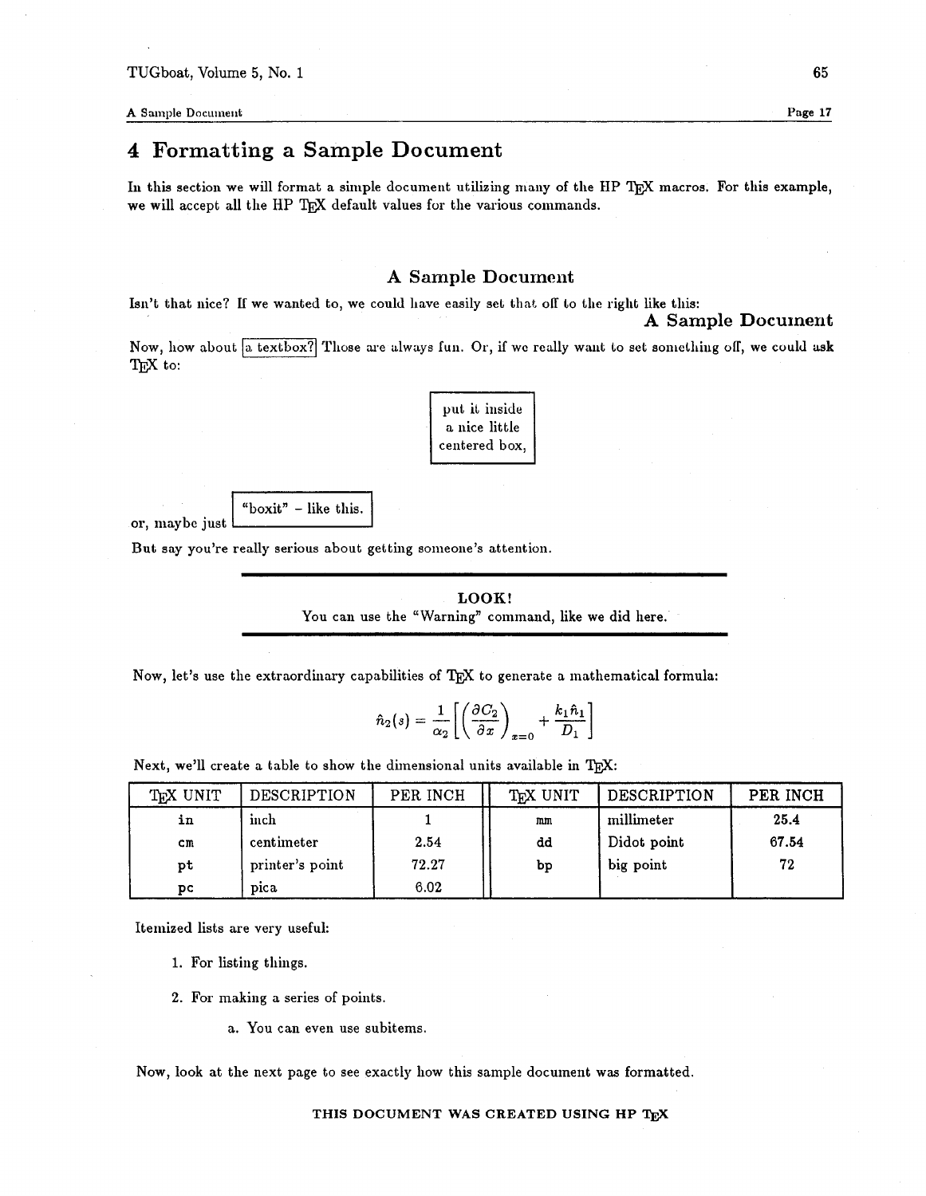# 4 Formatting a Sample Document

In this section we will format a simple document utilizing many of the HP TEX macros. For this example, we will accept all the HP TEX default values for the various commands.

## A Sample Document

Isn't that nice? If we wanted to, we could have easily set that off to the right like this:

**A Sample Document**

Now, how about `a textbox?` Those are always fun. Or, if we really want to set something off, we could ask TEX to:

> put it inside
> a nice little
> centered box,

or, maybe just "boxit" - like this.

But say you're really serious about getting someone's attention.

---

**LOOK!**

You can use the "Warning" command, like we did here.

---

Now, let's use the extraordinary capabilities of TEX to generate a mathematical formula:

$$\hat{n}_2(s) = \frac{1}{\alpha_2}\left[\left(\frac{\partial C_2}{\partial x}\right)_{x=0} + \frac{k_1 \hat{n}_1}{D_1}\right]$$

Next, we'll create a table to show the dimensional units available in TEX:

| TEX UNIT | DESCRIPTION | PER INCH | TEX UNIT | DESCRIPTION | PER INCH |
|---|---|---|---|---|---|
| in | inch | 1 | mm | millimeter | 25.4 |
| cm | centimeter | 2.54 | dd | Didot point | 67.54 |
| pt | printer's point | 72.27 | bp | big point | 72 |
| pc | pica | 6.02 | | | |

Itemized lists are very useful:

1. For listing things.
2. For making a series of points.
   a. You can even use subitems.

Now, look at the next page to see exactly how this sample document was formatted.

**THIS DOCUMENT WAS CREATED USING HP TEX**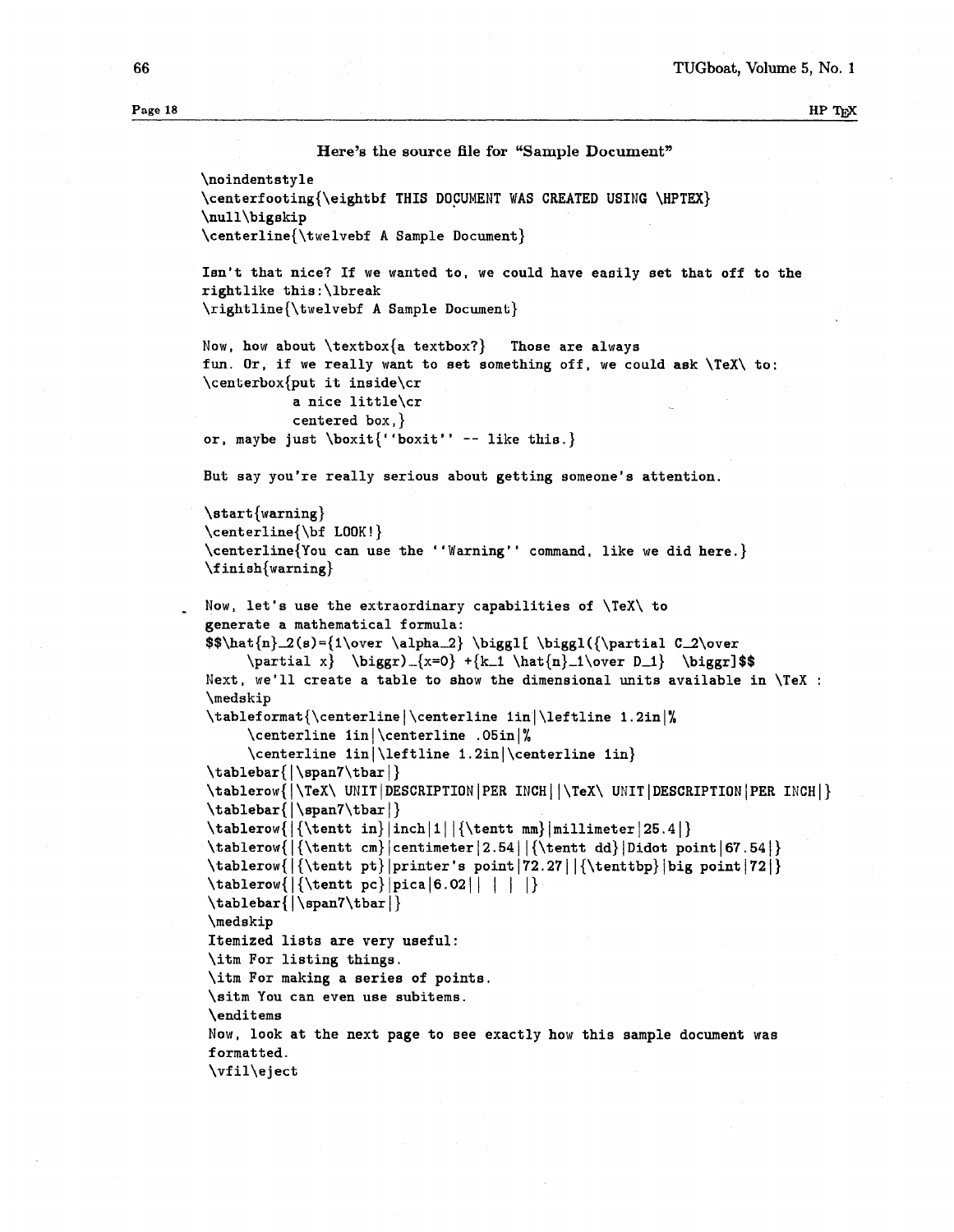**Here's the source file for "Sample Document"**

```
\noindentstyle
\centerfooting{\eightbf THIS DOCUMENT WAS CREATED USING \HPTEX}
\null\bigskip
\centerline{\twelvebf A Sample Document}

Isn't that nice? If we wanted to, we could have easily set that off to the
rightlike this:\lbreak
\rightline{\twelvebf A Sample Document}

Now, how about \textbox{a textbox?}  Those are always
fun. Or, if we really want to set something off, we could ask \TeX\ to:
\centerbox{put it inside\cr
           a nice little\cr
           centered box,}
or, maybe just \boxit{''boxit'' -- like this.}

But say you're really serious about getting someone's attention.

\start{warning}
\centerline{\bf LOOK!}
\centerline{You can use the ''Warning'' command, like we did here.}
\finish{warning}

Now, let's use the extraordinary capabilities of \TeX\ to
generate a mathematical formula:
$$\hat{n}_2(s)={1\over \alpha_2} \biggl[ \biggl({\partial C_2\over
     \partial x}  \biggr)_{x=0} +{k_1 \hat{n}_1\over D_1}  \biggr]$$
Next, we'll create a table to show the dimensional units available in \TeX :
\medskip
\tableformat{\centerline|\centerline 1in|\leftline 1.2in|%
     \centerline 1in|\centerline .05in|%
     \centerline 1in|\leftline 1.2in|\centerline 1in}
\tablebar{|\span7\tbar|}
\tablerow{|\TeX\ UNIT|DESCRIPTION|PER INCH||\TeX\ UNIT|DESCRIPTION|PER INCH|}
\tablebar{|\span7\tbar|}
\tablerow{|{\tentt in}|inch|1||{\tentt mm}|millimeter|25.4|}
\tablerow{|{\tentt cm}|centimeter|2.54||{\tentt dd}|Didot point|67.54|}
\tablerow{|{\tentt pt}|printer's point|72.27||{\tenttbp}|big point|72|}
\tablerow{|{\tentt pc}|pica|6.02|| | | |}
\tablebar{|\span7\tbar|}
\medskip
Itemized lists are very useful:
\itm For listing things.
\itm For making a series of points.
\sitm You can even use subitems.
\enditems
Now, look at the next page to see exactly how this sample document was
formatted.
\vfil\eject
```